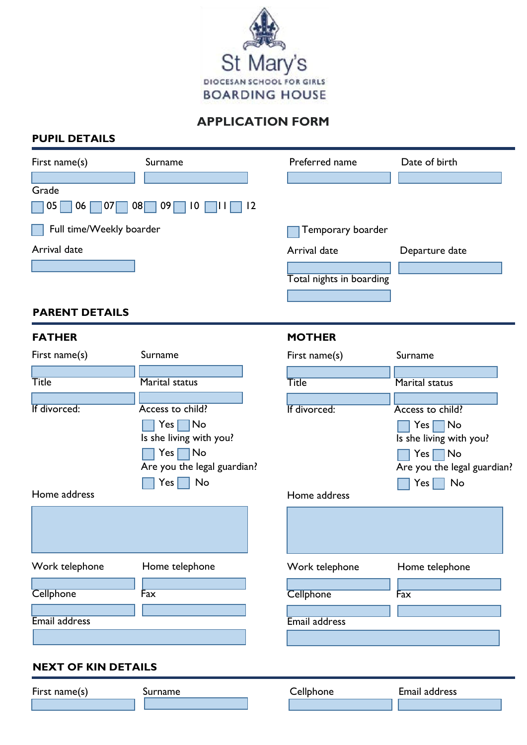# St Mary's

DIOCESAN SCHOOL FOR GIRLS

BOARDING HOUSE

## APPLICATION FORM

### PUPIL DETAILS

First name(s)

Surname

Preferred name

Date of birth

Grade

☐ 05 ☐ 06 ☐ 07 ☐ 08 ☐ 09 ☐ 10 ☐ 11 ☐ 12

☐ Full time/Weekly boarder

Arrival date

☐ Temporary boarder

Arrival date

Departure date

Total nights in boarding

### PARENT DETAILS

#### FATHER

First name(s)

Surname

Title

Marital status

If divorced:

Access to child?

☐ Yes ☐ No

Is she living with you?

☐ Yes ☐ No

Are you the legal guardian?

☐ Yes ☐ No

Home address

Work telephone

Home telephone

Cellphone

Fax

Email address

#### MOTHER

First name(s)

Surname

Title

Marital status

If divorced:

Access to child?

☐ Yes ☐ No

Is she living with you?

☐ Yes ☐ No

Are you the legal guardian?

☐ Yes ☐ No

Home address

Work telephone

Home telephone

Cellphone

Fax

Email address

### NEXT OF KIN DETAILS

First name(s)

Surname

Cellphone

Email address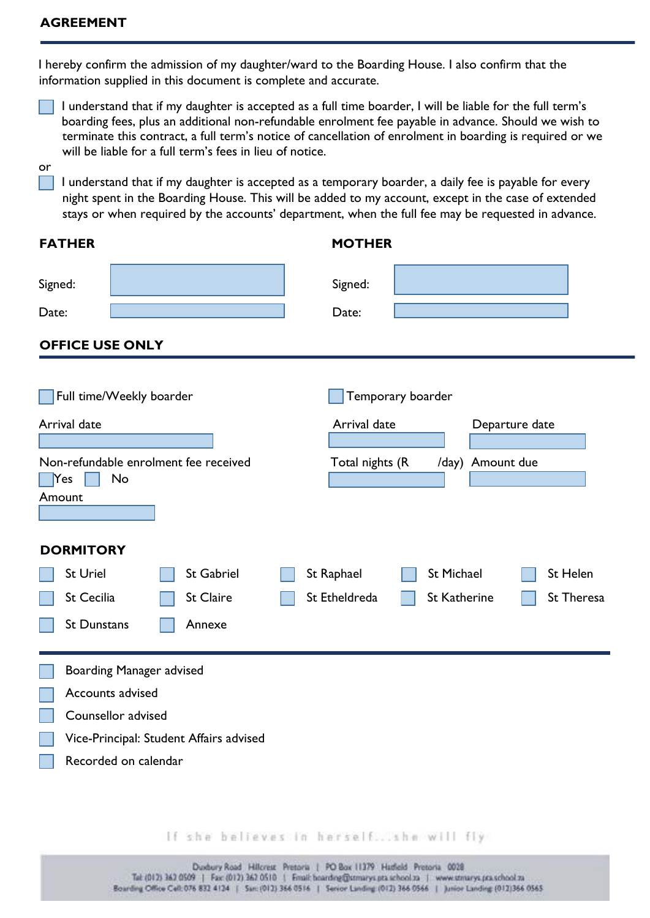## AGREEMENT

I hereby confirm the admission of my daughter/ward to the Boarding House. I also confirm that the information supplied in this document is complete and accurate.

- ☐ I understand that if my daughter is accepted as a full time boarder, I will be liable for the full term's boarding fees, plus an additional non-refundable enrolment fee payable in advance. Should we wish to terminate this contract, a full term's notice of cancellation of enrolment in boarding is required or we will be liable for a full term's fees in lieu of notice.

or

- ☐ I understand that if my daughter is accepted as a temporary boarder, a daily fee is payable for every night spent in the Boarding House. This will be added to my account, except in the case of extended stays or when required by the accounts' department, when the full fee may be requested in advance.

**FATHER**

Signed:

Date:

**MOTHER**

Signed:

Date:

## OFFICE USE ONLY

☐ Full time/Weekly boarder

Arrival date

Non-refundable enrolment fee received

☐ Yes ☐ No

Amount

☐ Temporary boarder

Arrival date

Departure date

Total nights (R /day)

Amount due

## DORMITORY

| | | | | |
|---|---|---|---|---|
| ☐ St Uriel | ☐ St Gabriel | ☐ St Raphael | ☐ St Michael | ☐ St Helen |
| ☐ St Cecilia | ☐ St Claire | ☐ St Etheldreda | ☐ St Katherine | ☐ St Theresa |
| ☐ St Dunstans | ☐ Annexe | | | |

- ☐ Boarding Manager advised
- ☐ Accounts advised
- ☐ Counsellor advised
- ☐ Vice-Principal: Student Affairs advised
- ☐ Recorded on calendar

If she believes in herself...she will fly

Duxbury Road Hillcrest Pretoria | PO Box 11379 Hatfield Pretoria 0028
Tel: (012) 362 0509 | Fax: (012) 362 0510 | Email: boarding@stmarys.pta.school.za | www.stmarys.pta.school.za
Boarding Office Cell: 076 832 4124 | San: (012) 366 0516 | Senior Landing: (012) 366 0566 | Junior Landing: (012) 366 0565